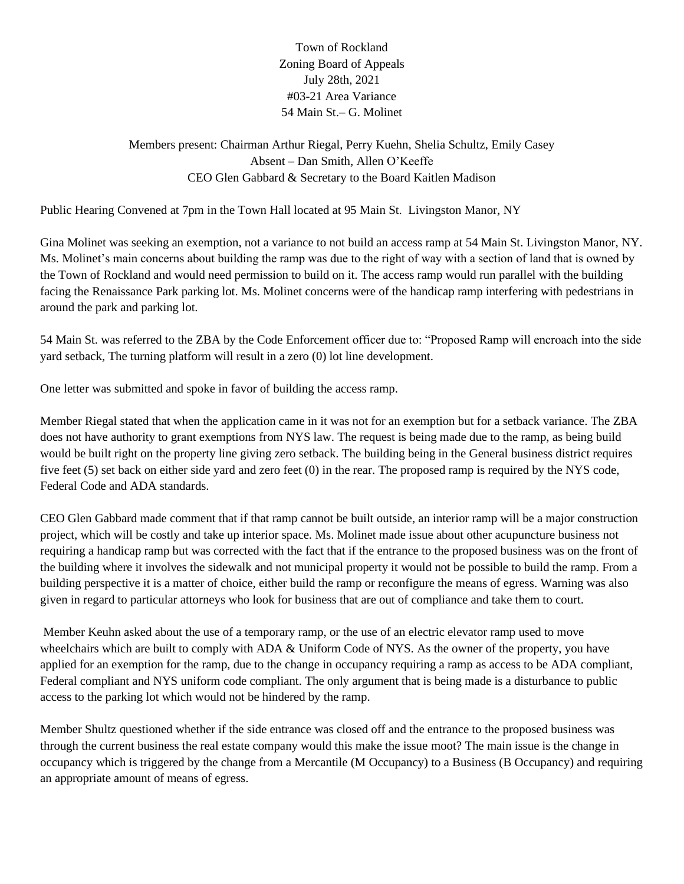Town of Rockland
Zoning Board of Appeals
July 28th, 2021
#03-21 Area Variance
54 Main St.– G. Molinet

Members present: Chairman Arthur Riegal, Perry Kuehn, Shelia Schultz, Emily Casey
Absent – Dan Smith, Allen O'Keeffe
CEO Glen Gabbard & Secretary to the Board Kaitlen Madison

Public Hearing Convened at 7pm in the Town Hall located at 95 Main St. Livingston Manor, NY

Gina Molinet was seeking an exemption, not a variance to not build an access ramp at 54 Main St. Livingston Manor, NY. Ms. Molinet's main concerns about building the ramp was due to the right of way with a section of land that is owned by the Town of Rockland and would need permission to build on it. The access ramp would run parallel with the building facing the Renaissance Park parking lot. Ms. Molinet concerns were of the handicap ramp interfering with pedestrians in around the park and parking lot.

54 Main St. was referred to the ZBA by the Code Enforcement officer due to: "Proposed Ramp will encroach into the side yard setback, The turning platform will result in a zero (0) lot line development.

One letter was submitted and spoke in favor of building the access ramp.

Member Riegal stated that when the application came in it was not for an exemption but for a setback variance. The ZBA does not have authority to grant exemptions from NYS law. The request is being made due to the ramp, as being build would be built right on the property line giving zero setback. The building being in the General business district requires five feet (5) set back on either side yard and zero feet (0) in the rear. The proposed ramp is required by the NYS code, Federal Code and ADA standards.

CEO Glen Gabbard made comment that if that ramp cannot be built outside, an interior ramp will be a major construction project, which will be costly and take up interior space. Ms. Molinet made issue about other acupuncture business not requiring a handicap ramp but was corrected with the fact that if the entrance to the proposed business was on the front of the building where it involves the sidewalk and not municipal property it would not be possible to build the ramp. From a building perspective it is a matter of choice, either build the ramp or reconfigure the means of egress. Warning was also given in regard to particular attorneys who look for business that are out of compliance and take them to court.

Member Keuhn asked about the use of a temporary ramp, or the use of an electric elevator ramp used to move wheelchairs which are built to comply with ADA & Uniform Code of NYS. As the owner of the property, you have applied for an exemption for the ramp, due to the change in occupancy requiring a ramp as access to be ADA compliant, Federal compliant and NYS uniform code compliant. The only argument that is being made is a disturbance to public access to the parking lot which would not be hindered by the ramp.

Member Shultz questioned whether if the side entrance was closed off and the entrance to the proposed business was through the current business the real estate company would this make the issue moot? The main issue is the change in occupancy which is triggered by the change from a Mercantile (M Occupancy) to a Business (B Occupancy) and requiring an appropriate amount of means of egress.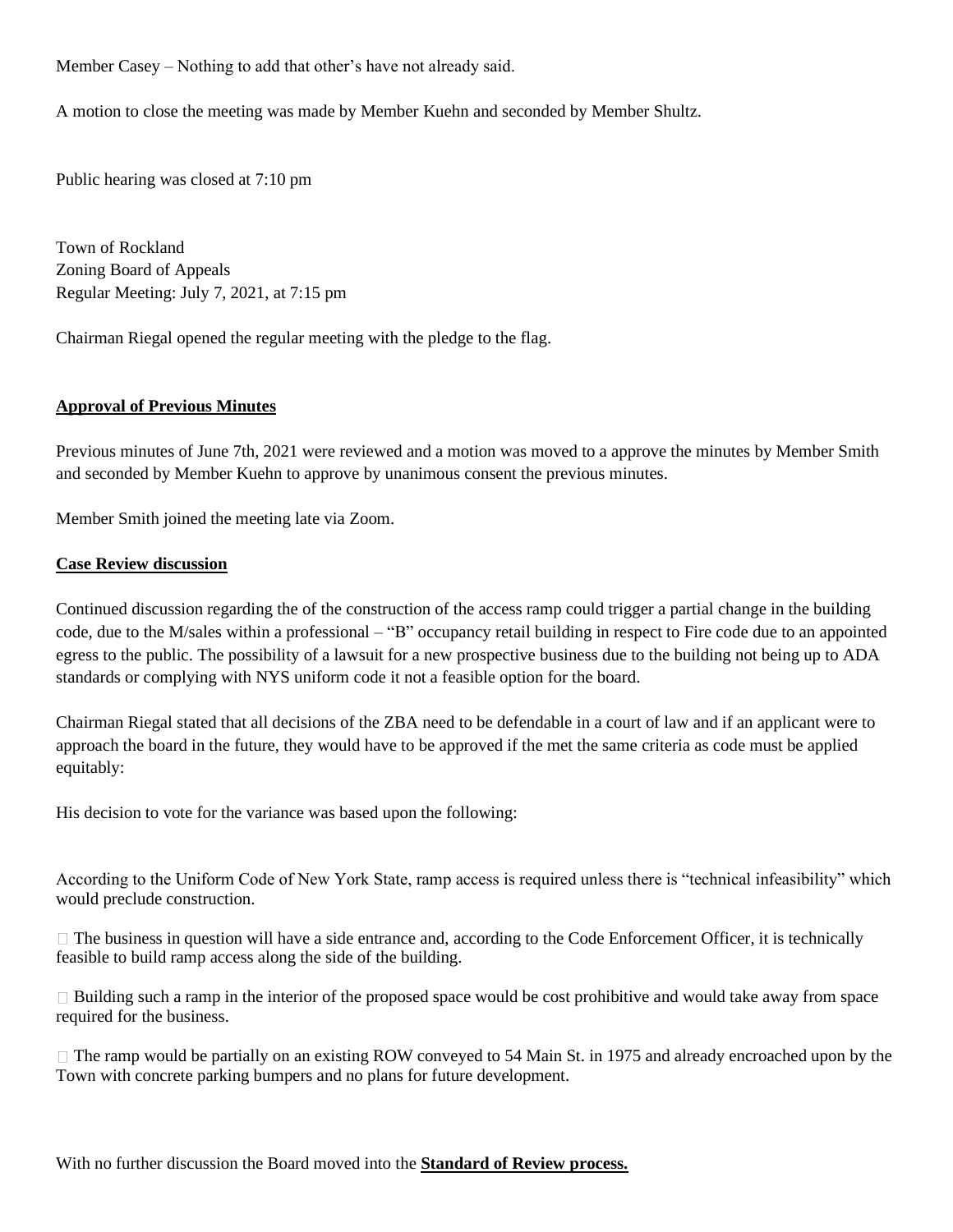Member Casey – Nothing to add that other's have not already said.

A motion to close the meeting was made by Member Kuehn and seconded by Member Shultz.

Public hearing was closed at 7:10 pm

Town of Rockland
Zoning Board of Appeals
Regular Meeting: July 7, 2021, at 7:15 pm

Chairman Riegal opened the regular meeting with the pledge to the flag.

**Approval of Previous Minutes**

Previous minutes of June 7th, 2021 were reviewed and a motion was moved to a approve the minutes by Member Smith and seconded by Member Kuehn to approve by unanimous consent the previous minutes.

Member Smith joined the meeting late via Zoom.

**Case Review discussion**

Continued discussion regarding the of the construction of the access ramp could trigger a partial change in the building code, due to the M/sales within a professional – "B" occupancy retail building in respect to Fire code due to an appointed egress to the public. The possibility of a lawsuit for a new prospective business due to the building not being up to ADA standards or complying with NYS uniform code it not a feasible option for the board.

Chairman Riegal stated that all decisions of the ZBA need to be defendable in a court of law and if an applicant were to approach the board in the future, they would have to be approved if the met the same criteria as code must be applied equitably:

His decision to vote for the variance was based upon the following:

According to the Uniform Code of New York State, ramp access is required unless there is "technical infeasibility" which would preclude construction.

- The business in question will have a side entrance and, according to the Code Enforcement Officer, it is technically feasible to build ramp access along the side of the building.
- Building such a ramp in the interior of the proposed space would be cost prohibitive and would take away from space required for the business.
- The ramp would be partially on an existing ROW conveyed to 54 Main St. in 1975 and already encroached upon by the Town with concrete parking bumpers and no plans for future development.

With no further discussion the Board moved into the **Standard of Review process.**